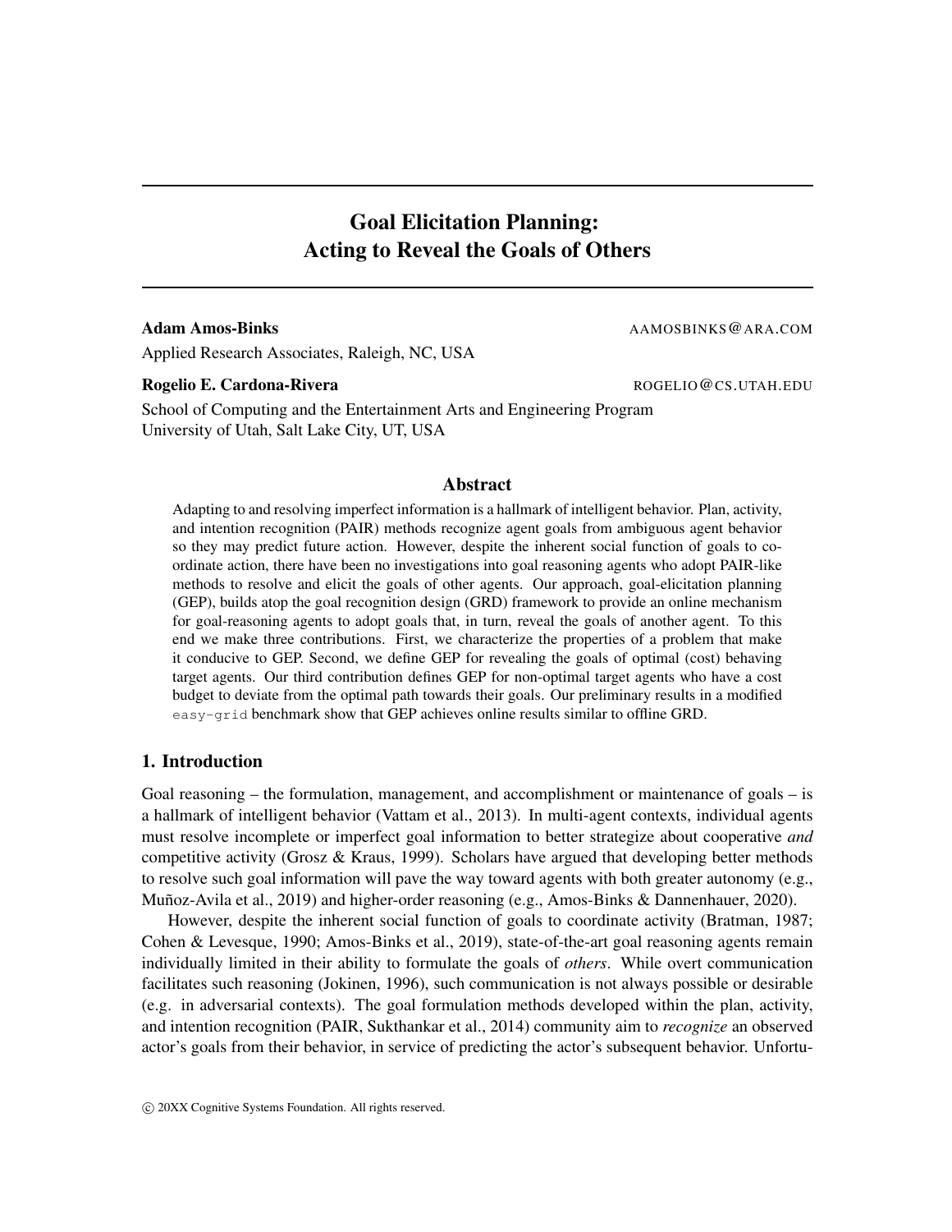# Goal Elicitation Planning: Acting to Reveal the Goals of Others

**Adam Amos-Binks** AAMOSBINKS@ARA.COM

Applied Research Associates, Raleigh, NC, USA

**Rogelio E. Cardona-Rivera** ROGELIO@CS.UTAH.EDU

School of Computing and the Entertainment Arts and Engineering Program
University of Utah, Salt Lake City, UT, USA

## Abstract

Adapting to and resolving imperfect information is a hallmark of intelligent behavior. Plan, activity, and intention recognition (PAIR) methods recognize agent goals from ambiguous agent behavior so they may predict future action. However, despite the inherent social function of goals to coordinate action, there have been no investigations into goal reasoning agents who adopt PAIR-like methods to resolve and elicit the goals of other agents. Our approach, goal-elicitation planning (GEP), builds atop the goal recognition design (GRD) framework to provide an online mechanism for goal-reasoning agents to adopt goals that, in turn, reveal the goals of another agent. To this end we make three contributions. First, we characterize the properties of a problem that make it conducive to GEP. Second, we define GEP for revealing the goals of optimal (cost) behaving target agents. Our third contribution defines GEP for non-optimal target agents who have a cost budget to deviate from the optimal path towards their goals. Our preliminary results in a modified `easy-grid` benchmark show that GEP achieves online results similar to offline GRD.

## 1. Introduction

Goal reasoning – the formulation, management, and accomplishment or maintenance of goals – is a hallmark of intelligent behavior (Vattam et al., 2013). In multi-agent contexts, individual agents must resolve incomplete or imperfect goal information to better strategize about cooperative *and* competitive activity (Grosz & Kraus, 1999). Scholars have argued that developing better methods to resolve such goal information will pave the way toward agents with both greater autonomy (e.g., Muñoz-Avila et al., 2019) and higher-order reasoning (e.g., Amos-Binks & Dannenhauer, 2020).

However, despite the inherent social function of goals to coordinate activity (Bratman, 1987; Cohen & Levesque, 1990; Amos-Binks et al., 2019), state-of-the-art goal reasoning agents remain individually limited in their ability to formulate the goals of *others*. While overt communication facilitates such reasoning (Jokinen, 1996), such communication is not always possible or desirable (e.g. in adversarial contexts). The goal formulation methods developed within the plan, activity, and intention recognition (PAIR, Sukthankar et al., 2014) community aim to *recognize* an observed actor's goals from their behavior, in service of predicting the actor's subsequent behavior. Unfortu-

© 20XX Cognitive Systems Foundation. All rights reserved.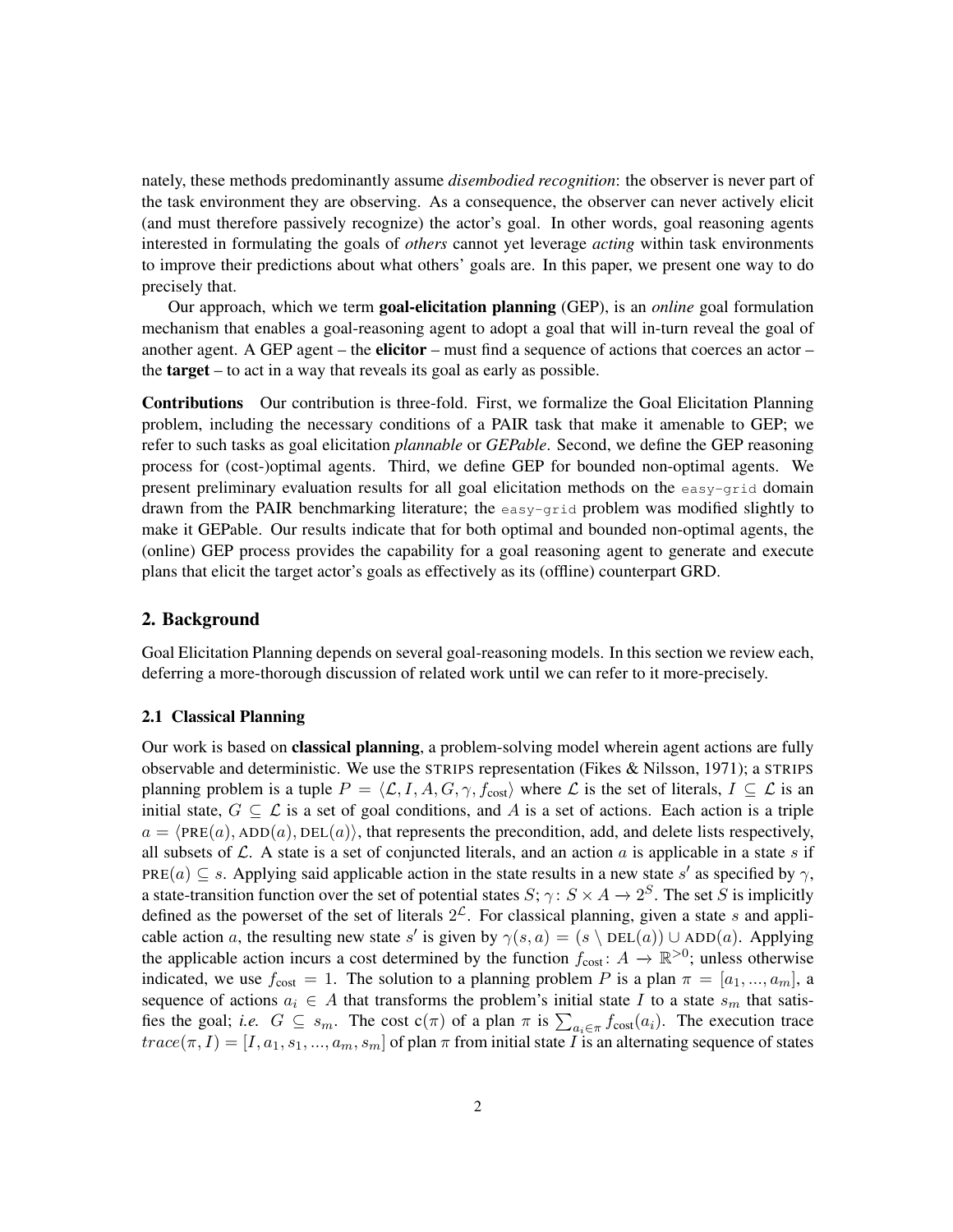nately, these methods predominantly assume *disembodied recognition*: the observer is never part of the task environment they are observing. As a consequence, the observer can never actively elicit (and must therefore passively recognize) the actor's goal. In other words, goal reasoning agents interested in formulating the goals of *others* cannot yet leverage *acting* within task environments to improve their predictions about what others' goals are. In this paper, we present one way to do precisely that.

Our approach, which we term **goal-elicitation planning** (GEP), is an *online* goal formulation mechanism that enables a goal-reasoning agent to adopt a goal that will in-turn reveal the goal of another agent. A GEP agent – the **elicitor** – must find a sequence of actions that coerces an actor – the **target** – to act in a way that reveals its goal as early as possible.

**Contributions** Our contribution is three-fold. First, we formalize the Goal Elicitation Planning problem, including the necessary conditions of a PAIR task that make it amenable to GEP; we refer to such tasks as goal elicitation *plannable* or *GEPable*. Second, we define the GEP reasoning process for (cost-)optimal agents. Third, we define GEP for bounded non-optimal agents. We present preliminary evaluation results for all goal elicitation methods on the `easy-grid` domain drawn from the PAIR benchmarking literature; the `easy-grid` problem was modified slightly to make it GEPable. Our results indicate that for both optimal and bounded non-optimal agents, the (online) GEP process provides the capability for a goal reasoning agent to generate and execute plans that elicit the target actor's goals as effectively as its (offline) counterpart GRD.

## 2. Background

Goal Elicitation Planning depends on several goal-reasoning models. In this section we review each, deferring a more-thorough discussion of related work until we can refer to it more-precisely.

### 2.1 Classical Planning

Our work is based on **classical planning**, a problem-solving model wherein agent actions are fully observable and deterministic. We use the STRIPS representation (Fikes & Nilsson, 1971); a STRIPS planning problem is a tuple $P = \langle \mathcal{L}, I, A, G, \gamma, f_{\text{cost}} \rangle$ where $\mathcal{L}$ is the set of literals, $I \subseteq \mathcal{L}$ is an initial state, $G \subseteq \mathcal{L}$ is a set of goal conditions, and $A$ is a set of actions. Each action is a triple $a = \langle \text{PRE}(a), \text{ADD}(a), \text{DEL}(a) \rangle$, that represents the precondition, add, and delete lists respectively, all subsets of $\mathcal{L}$. A state is a set of conjuncted literals, and an action $a$ is applicable in a state $s$ if $\text{PRE}(a) \subseteq s$. Applying said applicable action in the state results in a new state $s'$ as specified by $\gamma$, a state-transition function over the set of potential states $S$; $\gamma \colon S \times A \to 2^S$. The set $S$ is implicitly defined as the powerset of the set of literals $2^{\mathcal{L}}$. For classical planning, given a state $s$ and applicable action $a$, the resulting new state $s'$ is given by $\gamma(s, a) = (s \setminus \text{DEL}(a)) \cup \text{ADD}(a)$. Applying the applicable action incurs a cost determined by the function $f_{\text{cost}} \colon A \to \mathbb{R}^{>0}$; unless otherwise indicated, we use $f_{\text{cost}} = 1$. The solution to a planning problem $P$ is a plan $\pi = [a_1, ..., a_m]$, a sequence of actions $a_i \in A$ that transforms the problem's initial state $I$ to a state $s_m$ that satisfies the goal; *i.e.* $G \subseteq s_m$. The cost $\text{c}(\pi)$ of a plan $\pi$ is $\sum_{a_i \in \pi} f_{\text{cost}}(a_i)$. The execution trace $trace(\pi, I) = [I, a_1, s_1, ..., a_m, s_m]$ of plan $\pi$ from initial state $I$ is an alternating sequence of states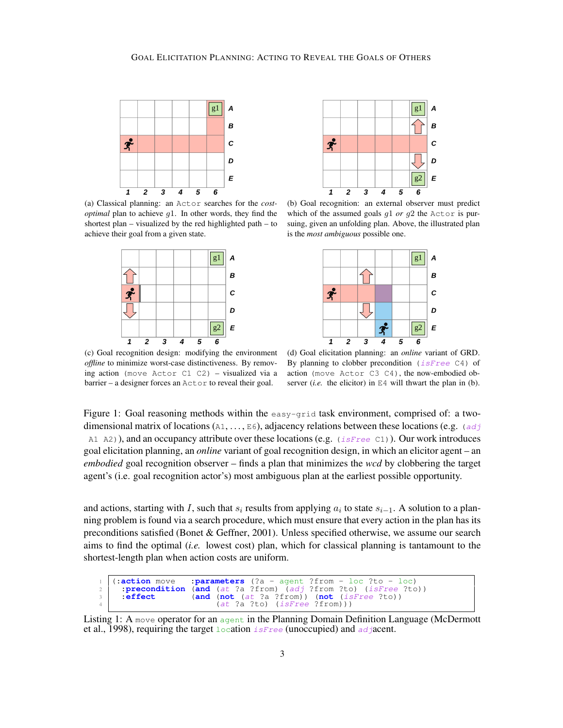(a) Classical planning: an `Actor` searches for the *cost-optimal* plan to achieve $g1$. In other words, they find the shortest plan – visualized by the red highlighted path – to achieve their goal from a given state.

(b) Goal recognition: an external observer must predict which of the assumed goals $g1$ *or* $g2$ the `Actor` is pursuing, given an unfolding plan. Above, the illustrated plan is the *most ambiguous* possible one.

(c) Goal recognition design: modifying the environment *offline* to minimize worst-case distinctiveness. By removing action `(move Actor C1 C2)` – visualized via a barrier – a designer forces an `Actor` to reveal their goal.

(d) Goal elicitation planning: an *online* variant of GRD. By planning to clobber precondition `(isFree C4)` of action `(move Actor C3 C4)`, the now-embodied observer (*i.e.* the elicitor) in `E4` will thwart the plan in (b).

Figure 1: Goal reasoning methods within the `easy-grid` task environment, comprised of: a two-dimensional matrix of locations (`A1`, ..., `E6`), adjacency relations between these locations (e.g. `(adj A1 A2)`), and an occupancy attribute over these locations (e.g. `(isFree C1)`). Our work introduces goal elicitation planning, an *online* variant of goal recognition design, in which an elicitor agent – an *embodied* goal recognition observer – finds a plan that minimizes the *wcd* by clobbering the target agent's (i.e. goal recognition actor's) most ambiguous plan at the earliest possible opportunity.

and actions, starting with $I$, such that $s_i$ results from applying $a_i$ to state $s_{i-1}$. A solution to a planning problem is found via a search procedure, which must ensure that every action in the plan has its preconditions satisfied (Bonet & Geffner, 2001). Unless specified otherwise, we assume our search aims to find the optimal (*i.e.* lowest cost) plan, which for classical planning is tantamount to the shortest-length plan when action costs are uniform.

```
(:action move    :parameters (?a - agent ?from - loc ?to - loc)
  :precondition (and (at ?a ?from) (adj ?from ?to) (isFree ?to))
  :effect       (and (not (at ?a ?from)) (not (isFree ?to))
                     (at ?a ?to) (isFree ?from)))
```

Listing 1: A `move` operator for an `agent` in the Planning Domain Definition Language (McDermott et al., 1998), requiring the target `loc`ation `isFree` (unoccupied) and `adj`acent.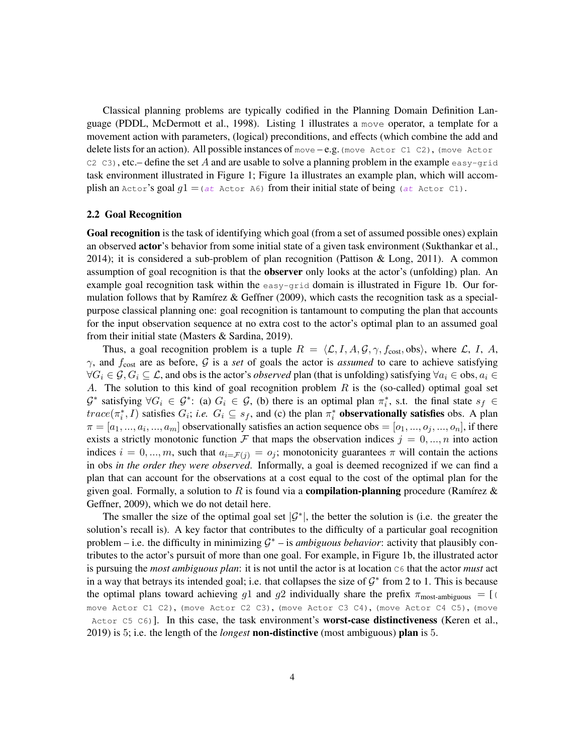Classical planning problems are typically codified in the Planning Domain Definition Language (PDDL, McDermott et al., 1998). Listing 1 illustrates a `move` operator, a template for a movement action with parameters, (logical) preconditions, and effects (which combine the add and delete lists for an action). All possible instances of `move` – e.g. `(move Actor C1 C2)`, `(move Actor C2 C3)`, etc.– define the set $A$ and are usable to solve a planning problem in the example `easy-grid` task environment illustrated in Figure 1; Figure 1a illustrates an example plan, which will accomplish an `Actor`'s goal $g1 =$ `(at Actor A6)` from their initial state of being `(at Actor C1)`.

### 2.2 Goal Recognition

**Goal recognition** is the task of identifying which goal (from a set of assumed possible ones) explain an observed **actor**'s behavior from some initial state of a given task environment (Sukthankar et al., 2014); it is considered a sub-problem of plan recognition (Pattison & Long, 2011). A common assumption of goal recognition is that the **observer** only looks at the actor's (unfolding) plan. An example goal recognition task within the `easy-grid` domain is illustrated in Figure 1b. Our formulation follows that by Ramírez & Geffner (2009), which casts the recognition task as a special-purpose classical planning one: goal recognition is tantamount to computing the plan that accounts for the input observation sequence at no extra cost to the actor's optimal plan to an assumed goal from their initial state (Masters & Sardina, 2019).

Thus, a goal recognition problem is a tuple $R = \langle \mathcal{L}, I, A, \mathcal{G}, \gamma, f_{\text{cost}}, \text{obs} \rangle$, where $\mathcal{L}$, $I$, $A$, $\gamma$, and $f_{\text{cost}}$ are as before, $\mathcal{G}$ is a *set* of goals the actor is *assumed* to care to achieve satisfying $\forall G_i \in \mathcal{G}, G_i \subseteq \mathcal{L}$, and obs is the actor's *observed* plan (that is unfolding) satisfying $\forall a_i \in \text{obs}, a_i \in A$. The solution to this kind of goal recognition problem $R$ is the (so-called) optimal goal set $\mathcal{G}^*$ satisfying $\forall G_i \in \mathcal{G}^*$: (a) $G_i \in \mathcal{G}$, (b) there is an optimal plan $\pi_i^*$, s.t. the final state $s_f \in trace(\pi_i^*, I)$ satisfies $G_i$; *i.e.* $G_i \subseteq s_f$, and (c) the plan $\pi_i^*$ **observationally satisfies** obs. A plan $\pi = [a_1, ..., a_i, ..., a_m]$ observationally satisfies an action sequence $\text{obs} = [o_1, ..., o_j, ..., o_n]$, if there exists a strictly monotonic function $\mathcal{F}$ that maps the observation indices $j = 0, ..., n$ into action indices $i = 0, ..., m$, such that $a_{i=\mathcal{F}(j)} = o_j$; monotonicity guarantees $\pi$ will contain the actions in obs *in the order they were observed*. Informally, a goal is deemed recognized if we can find a plan that can account for the observations at a cost equal to the cost of the optimal plan for the given goal. Formally, a solution to $R$ is found via a **compilation-planning** procedure (Ramírez & Geffner, 2009), which we do not detail here.

The smaller the size of the optimal goal set $|\mathcal{G}^*|$, the better the solution is (i.e. the greater the solution's recall is). A key factor that contributes to the difficulty of a particular goal recognition problem – i.e. the difficulty in minimizing $\mathcal{G}^*$ – is *ambiguous behavior*: activity that plausibly contributes to the actor's pursuit of more than one goal. For example, in Figure 1b, the illustrated actor is pursuing the *most ambiguous plan*: it is not until the actor is at location `C6` that the actor *must* act in a way that betrays its intended goal; i.e. that collapses the size of $\mathcal{G}^*$ from 2 to 1. This is because the optimal plans toward achieving $g1$ and $g2$ individually share the prefix $\pi_{\text{most-ambiguous}} =$ [`(move Actor C1 C2)`, `(move Actor C2 C3)`, `(move Actor C3 C4)`, `(move Actor C4 C5)`, `(move Actor C5 C6)`]. In this case, the task environment's **worst-case distinctiveness** (Keren et al., 2019) is 5; i.e. the length of the *longest* **non-distinctive** (most ambiguous) **plan** is 5.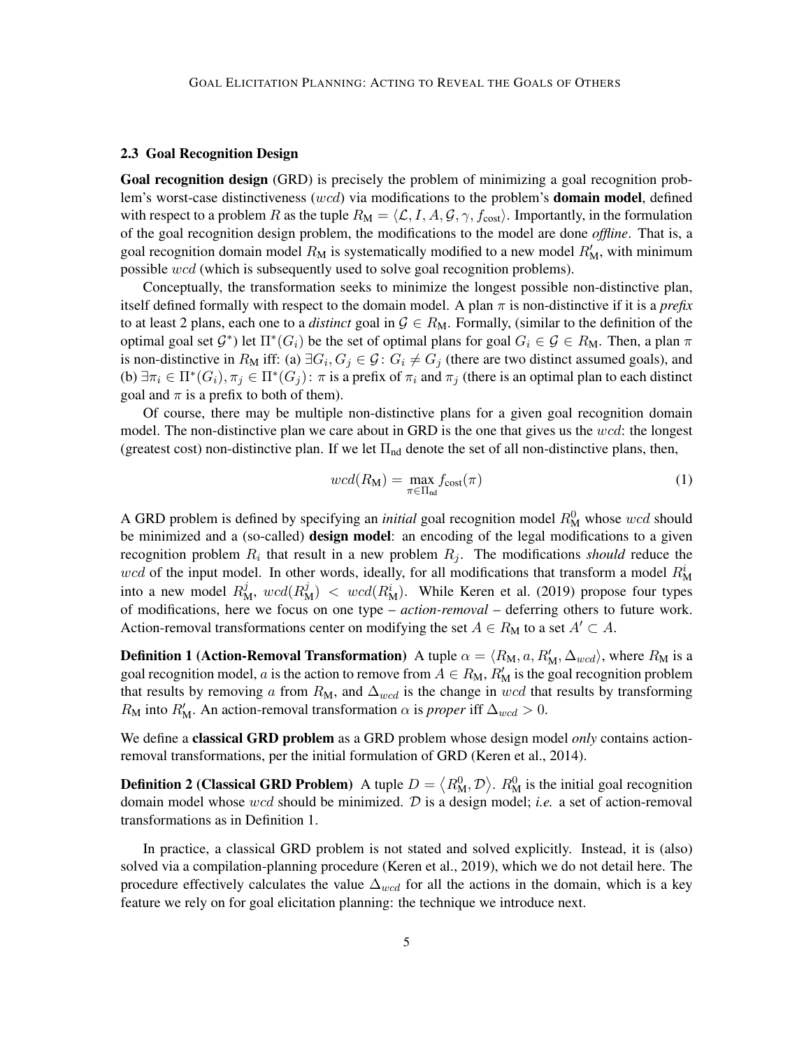### 2.3 Goal Recognition Design

**Goal recognition design** (GRD) is precisely the problem of minimizing a goal recognition problem's worst-case distinctiveness ($wcd$) via modifications to the problem's **domain model**, defined with respect to a problem $R$ as the tuple $R_{\text{M}} = \langle \mathcal{L}, I, A, \mathcal{G}, \gamma, f_{\text{cost}} \rangle$. Importantly, in the formulation of the goal recognition design problem, the modifications to the model are done *offline*. That is, a goal recognition domain model $R_{\text{M}}$ is systematically modified to a new model $R'_{\text{M}}$, with minimum possible $wcd$ (which is subsequently used to solve goal recognition problems).

Conceptually, the transformation seeks to minimize the longest possible non-distinctive plan, itself defined formally with respect to the domain model. A plan $\pi$ is non-distinctive if it is a *prefix* to at least 2 plans, each one to a *distinct* goal in $\mathcal{G} \in R_{\text{M}}$. Formally, (similar to the definition of the optimal goal set $\mathcal{G}^*$) let $\Pi^*(G_i)$ be the set of optimal plans for goal $G_i \in \mathcal{G} \in R_{\text{M}}$. Then, a plan $\pi$ is non-distinctive in $R_{\text{M}}$ iff: (a) $\exists G_i, G_j \in \mathcal{G} \colon G_i \neq G_j$ (there are two distinct assumed goals), and (b) $\exists \pi_i \in \Pi^*(G_i), \pi_j \in \Pi^*(G_j) \colon \pi$ is a prefix of $\pi_i$ and $\pi_j$ (there is an optimal plan to each distinct goal and $\pi$ is a prefix to both of them).

Of course, there may be multiple non-distinctive plans for a given goal recognition domain model. The non-distinctive plan we care about in GRD is the one that gives us the $wcd$: the longest (greatest cost) non-distinctive plan. If we let $\Pi_{\text{nd}}$ denote the set of all non-distinctive plans, then,

$$wcd(R_{\text{M}}) = \max_{\pi \in \Pi_{\text{nd}}} f_{\text{cost}}(\pi) \tag{1}$$

A GRD problem is defined by specifying an *initial* goal recognition model $R^0_{\text{M}}$ whose $wcd$ should be minimized and a (so-called) **design model**: an encoding of the legal modifications to a given recognition problem $R_i$ that result in a new problem $R_j$. The modifications *should* reduce the $wcd$ of the input model. In other words, ideally, for all modifications that transform a model $R^i_{\text{M}}$ into a new model $R^j_{\text{M}}$, $wcd(R^j_{\text{M}}) < wcd(R^i_{\text{M}})$. While Keren et al. (2019) propose four types of modifications, here we focus on one type – *action-removal* – deferring others to future work. Action-removal transformations center on modifying the set $A \in R_{\text{M}}$ to a set $A' \subset A$.

**Definition 1 (Action-Removal Transformation)** A tuple $\alpha = \langle R_{\text{M}}, a, R'_{\text{M}}, \Delta_{wcd} \rangle$, where $R_{\text{M}}$ is a goal recognition model, $a$ is the action to remove from $A \in R_{\text{M}}$, $R'_{\text{M}}$ is the goal recognition problem that results by removing $a$ from $R_{\text{M}}$, and $\Delta_{wcd}$ is the change in $wcd$ that results by transforming $R_{\text{M}}$ into $R'_{\text{M}}$. An action-removal transformation $\alpha$ is *proper* iff $\Delta_{wcd} > 0$.

We define a **classical GRD problem** as a GRD problem whose design model *only* contains action-removal transformations, per the initial formulation of GRD (Keren et al., 2014).

**Definition 2 (Classical GRD Problem)** A tuple $D = \langle R^0_{\text{M}}, \mathcal{D} \rangle$. $R^0_{\text{M}}$ is the initial goal recognition domain model whose $wcd$ should be minimized. $\mathcal{D}$ is a design model; *i.e.* a set of action-removal transformations as in Definition 1.

In practice, a classical GRD problem is not stated and solved explicitly. Instead, it is (also) solved via a compilation-planning procedure (Keren et al., 2019), which we do not detail here. The procedure effectively calculates the value $\Delta_{wcd}$ for all the actions in the domain, which is a key feature we rely on for goal elicitation planning: the technique we introduce next.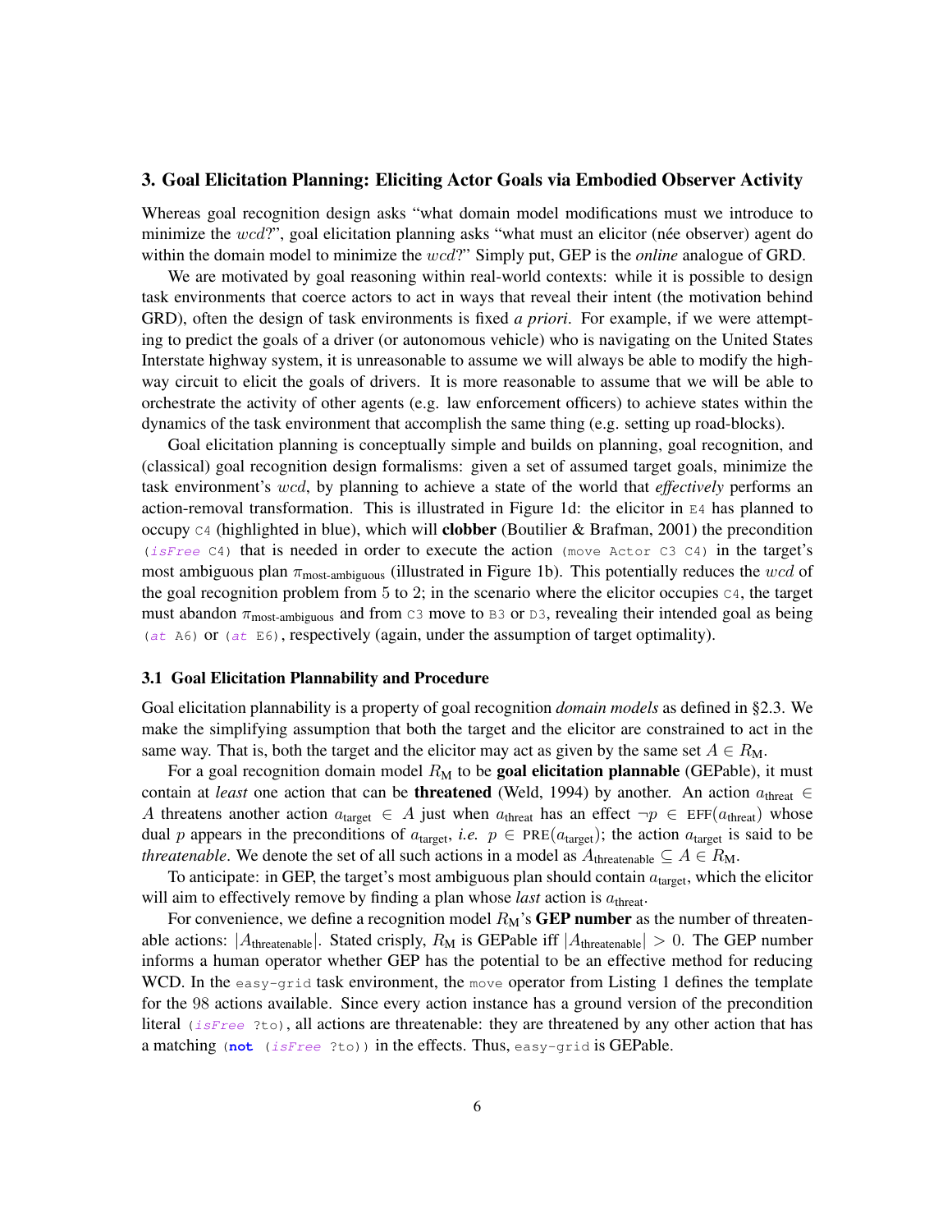## 3. Goal Elicitation Planning: Eliciting Actor Goals via Embodied Observer Activity

Whereas goal recognition design asks "what domain model modifications must we introduce to minimize the $wcd$?", goal elicitation planning asks "what must an elicitor (née observer) agent do within the domain model to minimize the $wcd$?" Simply put, GEP is the *online* analogue of GRD.

We are motivated by goal reasoning within real-world contexts: while it is possible to design task environments that coerce actors to act in ways that reveal their intent (the motivation behind GRD), often the design of task environments is fixed *a priori*. For example, if we were attempting to predict the goals of a driver (or autonomous vehicle) who is navigating on the United States Interstate highway system, it is unreasonable to assume we will always be able to modify the highway circuit to elicit the goals of drivers. It is more reasonable to assume that we will be able to orchestrate the activity of other agents (e.g. law enforcement officers) to achieve states within the dynamics of the task environment that accomplish the same thing (e.g. setting up road-blocks).

Goal elicitation planning is conceptually simple and builds on planning, goal recognition, and (classical) goal recognition design formalisms: given a set of assumed target goals, minimize the task environment's $wcd$, by planning to achieve a state of the world that *effectively* performs an action-removal transformation. This is illustrated in Figure 1d: the elicitor in `E4` has planned to occupy `C4` (highlighted in blue), which will **clobber** (Boutilier & Brafman, 2001) the precondition `(isFree C4)` that is needed in order to execute the action `(move Actor C3 C4)` in the target's most ambiguous plan $\pi_{\text{most-ambiguous}}$ (illustrated in Figure 1b). This potentially reduces the $wcd$ of the goal recognition problem from 5 to 2; in the scenario where the elicitor occupies `C4`, the target must abandon $\pi_{\text{most-ambiguous}}$ and from `C3` move to `B3` or `D3`, revealing their intended goal as being `(at A6)` or `(at E6)`, respectively (again, under the assumption of target optimality).

### 3.1 Goal Elicitation Plannability and Procedure

Goal elicitation plannability is a property of goal recognition *domain models* as defined in §2.3. We make the simplifying assumption that both the target and the elicitor are constrained to act in the same way. That is, both the target and the elicitor may act as given by the same set $A \in R_{\text{M}}$.

For a goal recognition domain model $R_{\text{M}}$ to be **goal elicitation plannable** (GEPable), it must contain at *least* one action that can be **threatened** (Weld, 1994) by another. An action $a_{\text{threat}} \in A$ threatens another action $a_{\text{target}} \in A$ just when $a_{\text{threat}}$ has an effect $\neg p \in \text{EFF}(a_{\text{threat}})$ whose dual $p$ appears in the preconditions of $a_{\text{target}}$, *i.e.* $p \in \text{PRE}(a_{\text{target}})$; the action $a_{\text{target}}$ is said to be *threatenable*. We denote the set of all such actions in a model as $A_{\text{threatenable}} \subseteq A \in R_{\text{M}}$.

To anticipate: in GEP, the target's most ambiguous plan should contain $a_{\text{target}}$, which the elicitor will aim to effectively remove by finding a plan whose *last* action is $a_{\text{threat}}$.

For convenience, we define a recognition model $R_{\text{M}}$'s **GEP number** as the number of threatenable actions: $|A_{\text{threatenable}}|$. Stated crisply, $R_{\text{M}}$ is GEPable iff $|A_{\text{threatenable}}| > 0$. The GEP number informs a human operator whether GEP has the potential to be an effective method for reducing WCD. In the `easy-grid` task environment, the `move` operator from Listing 1 defines the template for the 98 actions available. Since every action instance has a ground version of the precondition literal `(isFree ?to)`, all actions are threatenable: they are threatened by any other action that has a matching `(not (isFree ?to))` in the effects. Thus, `easy-grid` is GEPable.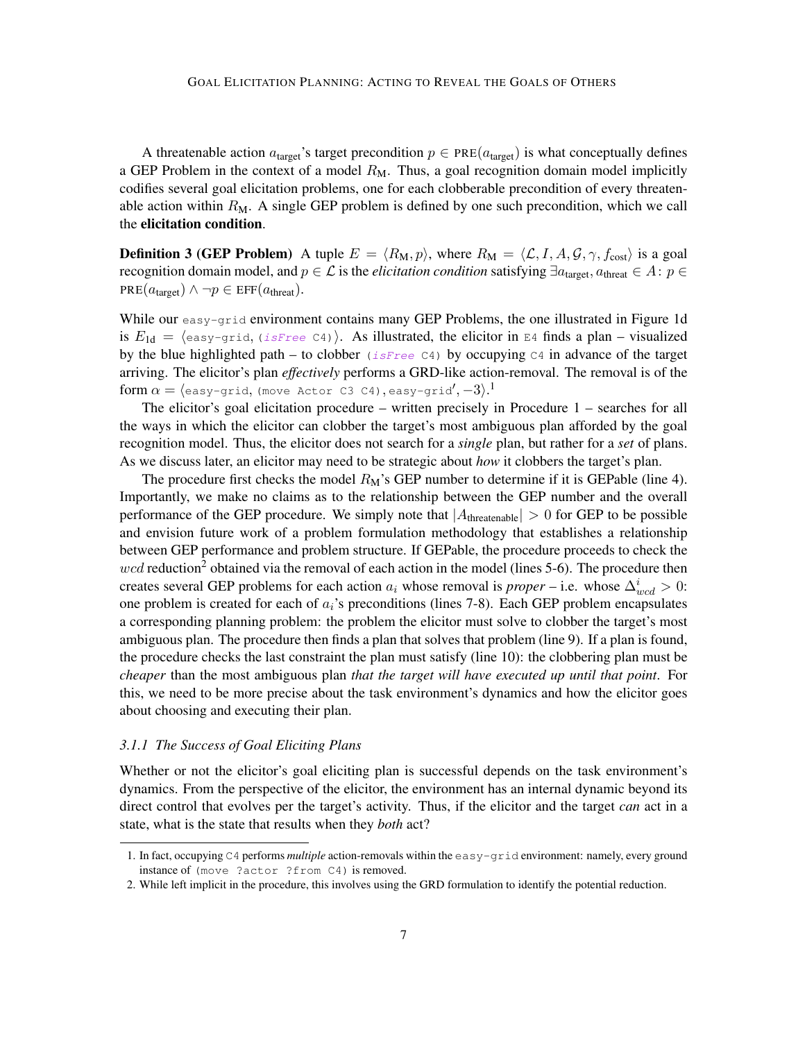A threatenable action $a_{\text{target}}$'s target precondition $p \in \text{PRE}(a_{\text{target}})$ is what conceptually defines a GEP Problem in the context of a model $R_{\text{M}}$. Thus, a goal recognition domain model implicitly codifies several goal elicitation problems, one for each clobberable precondition of every threatenable action within $R_{\text{M}}$. A single GEP problem is defined by one such precondition, which we call the **elicitation condition**.

**Definition 3 (GEP Problem)** A tuple $E = \langle R_{\text{M}}, p \rangle$, where $R_{\text{M}} = \langle \mathcal{L}, I, A, \mathcal{G}, \gamma, f_{\text{cost}} \rangle$ is a goal recognition domain model, and $p \in \mathcal{L}$ is the *elicitation condition* satisfying $\exists a_{\text{target}}, a_{\text{threat}} \in A \colon p \in \text{PRE}(a_{\text{target}}) \wedge \neg p \in \text{EFF}(a_{\text{threat}})$.

While our `easy-grid` environment contains many GEP Problems, the one illustrated in Figure 1d is $E_{\text{1d}} = \langle$`easy-grid`, `(isFree C4)`$\rangle$. As illustrated, the elicitor in `E4` finds a plan – visualized by the blue highlighted path – to clobber `(isFree C4)` by occupying `C4` in advance of the target arriving. The elicitor's plan *effectively* performs a GRD-like action-removal. The removal is of the form $\alpha = \langle$`easy-grid`, `(move Actor C3 C4)`, `easy-grid`$'$, $-3\rangle$.[1]

The elicitor's goal elicitation procedure – written precisely in Procedure 1 – searches for all the ways in which the elicitor can clobber the target's most ambiguous plan afforded by the goal recognition model. Thus, the elicitor does not search for a *single* plan, but rather for a *set* of plans. As we discuss later, an elicitor may need to be strategic about *how* it clobbers the target's plan.

The procedure first checks the model $R_{\text{M}}$'s GEP number to determine if it is GEPable (line 4). Importantly, we make no claims as to the relationship between the GEP number and the overall performance of the GEP procedure. We simply note that $|A_{\text{threatenable}}| > 0$ for GEP to be possible and envision future work of a problem formulation methodology that establishes a relationship between GEP performance and problem structure. If GEPable, the procedure proceeds to check the $wcd$ reduction[2] obtained via the removal of each action in the model (lines 5-6). The procedure then creates several GEP problems for each action $a_i$ whose removal is *proper* – i.e. whose $\Delta^i_{wcd} > 0$: one problem is created for each of $a_i$'s preconditions (lines 7-8). Each GEP problem encapsulates a corresponding planning problem: the problem the elicitor must solve to clobber the target's most ambiguous plan. The procedure then finds a plan that solves that problem (line 9). If a plan is found, the procedure checks the last constraint the plan must satisfy (line 10): the clobbering plan must be *cheaper* than the most ambiguous plan *that the target will have executed up until that point*. For this, we need to be more precise about the task environment's dynamics and how the elicitor goes about choosing and executing their plan.

#### 3.1.1 The Success of Goal Eliciting Plans

Whether or not the elicitor's goal eliciting plan is successful depends on the task environment's dynamics. From the perspective of the elicitor, the environment has an internal dynamic beyond its direct control that evolves per the target's activity. Thus, if the elicitor and the target *can* act in a state, what is the state that results when they *both* act?

---

1. In fact, occupying `C4` performs *multiple* action-removals within the `easy-grid` environment: namely, every ground instance of `(move ?actor ?from C4)` is removed.
2. While left implicit in the procedure, this involves using the GRD formulation to identify the potential reduction.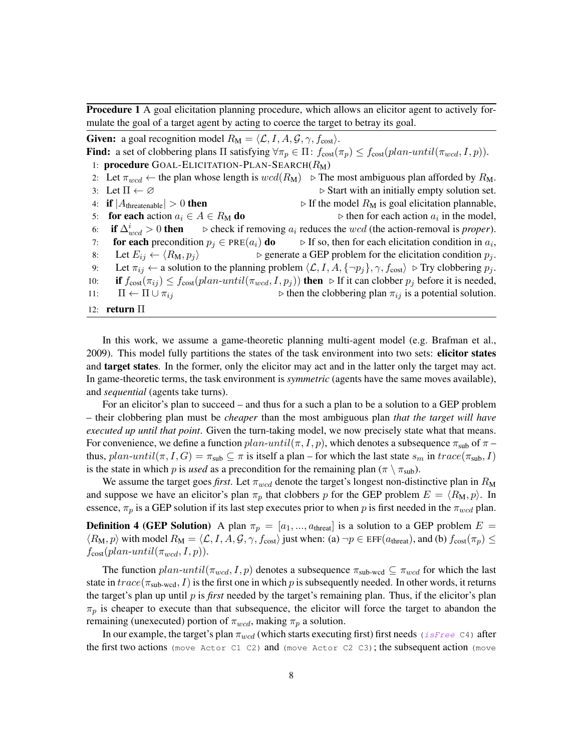**Procedure 1** A goal elicitation planning procedure, which allows an elicitor agent to actively formulate the goal of a target agent by acting to coerce the target to betray its goal.

**Given:** a goal recognition model $R_M = \langle \mathcal{L}, I, A, \mathcal{G}, \gamma, f_{\text{cost}} \rangle$.

**Find:** a set of clobbering plans $\Pi$ satisfying $\forall \pi_p \in \Pi\colon f_{\text{cost}}(\pi_p) \leq f_{\text{cost}}(\mathit{plan\text{-}until}(\pi_{wcd}, I, p))$.

```
1:  procedure GOAL-ELICITATION-PLAN-SEARCH(R_M)
2:    Let π_wcd ← the plan whose length is wcd(R_M)     ▷ The most ambiguous plan afforded by R_M.
3:    Let Π ← ∅                                        ▷ Start with an initially empty solution set.
4:    if |A_threatenable| > 0 then                      ▷ If the model R_M is goal elicitation plannable,
5:      for each action a_i ∈ A ∈ R_M do                ▷ then for each action a_i in the model,
6:        if Δ^i_wcd > 0 then      ▷ check if removing a_i reduces the wcd (the action-removal is proper).
7:          for each precondition p_j ∈ PRE(a_i) do     ▷ If so, then for each elicitation condition in a_i,
8:            Let E_ij ← ⟨R_M, p_j⟩                     ▷ generate a GEP problem for the elicitation condition p_j.
9:            Let π_ij ← a solution to the planning problem ⟨L, I, A, {¬p_j}, γ, f_cost⟩  ▷ Try clobbering p_j.
10:           if f_cost(π_ij) ≤ f_cost(plan-until(π_wcd, I, p_j)) then  ▷ If it can clobber p_j before it is needed,
11:             Π ← Π ∪ π_ij                             ▷ then the clobbering plan π_ij is a potential solution.
12:   return Π
```

In this work, we assume a game-theoretic planning multi-agent model (e.g. Brafman et al., 2009). This model fully partitions the states of the task environment into two sets: **elicitor states** and **target states**. In the former, only the elicitor may act and in the latter only the target may act. In game-theoretic terms, the task environment is *symmetric* (agents have the same moves available), and *sequential* (agents take turns).

For an elicitor's plan to succeed – and thus for a such a plan to be a solution to a GEP problem – their clobbering plan must be *cheaper* than the most ambiguous plan *that the target will have executed up until that point*. Given the turn-taking model, we now precisely state what that means. For convenience, we define a function $\mathit{plan\text{-}until}(\pi, I, p)$, which denotes a subsequence $\pi_{\text{sub}}$ of $\pi$ – thus, $\mathit{plan\text{-}until}(\pi, I, G) = \pi_{\text{sub}} \subseteq \pi$ is itself a plan – for which the last state $s_m$ in $\mathit{trace}(\pi_{\text{sub}}, I)$ is the state in which $p$ is *used* as a precondition for the remaining plan ($\pi \setminus \pi_{\text{sub}}$).

We assume the target goes *first*. Let $\pi_{wcd}$ denote the target's longest non-distinctive plan in $R_M$ and suppose we have an elicitor's plan $\pi_p$ that clobbers $p$ for the GEP problem $E = \langle R_M, p \rangle$. In essence, $\pi_p$ is a GEP solution if its last step executes prior to when $p$ is first needed in the $\pi_{wcd}$ plan.

**Definition 4 (GEP Solution)** A plan $\pi_p = [a_1, ..., a_{\text{threat}}]$ is a solution to a GEP problem $E = \langle R_M, p \rangle$ with model $R_M = \langle \mathcal{L}, I, A, \mathcal{G}, \gamma, f_{\text{cost}} \rangle$ just when: (a) $\neg p \in \text{EFF}(a_{\text{threat}})$, and (b) $f_{\text{cost}}(\pi_p) \leq f_{\text{cost}}(\mathit{plan\text{-}until}(\pi_{wcd}, I, p))$.

The function $\mathit{plan\text{-}until}(\pi_{wcd}, I, p)$ denotes a subsequence $\pi_{\text{sub-wcd}} \subseteq \pi_{wcd}$ for which the last state in $\mathit{trace}(\pi_{\text{sub-wcd}}, I)$ is the first one in which $p$ is subsequently needed. In other words, it returns the target's plan up until $p$ is *first* needed by the target's remaining plan. Thus, if the elicitor's plan $\pi_p$ is cheaper to execute than that subsequence, the elicitor will force the target to abandon the remaining (unexecuted) portion of $\pi_{wcd}$, making $\pi_p$ a solution.

In our example, the target's plan $\pi_{wcd}$ (which starts executing first) first needs `(isFree C4)` after the first two actions `(move Actor C1 C2)` and `(move Actor C2 C3)`; the subsequent action `(move`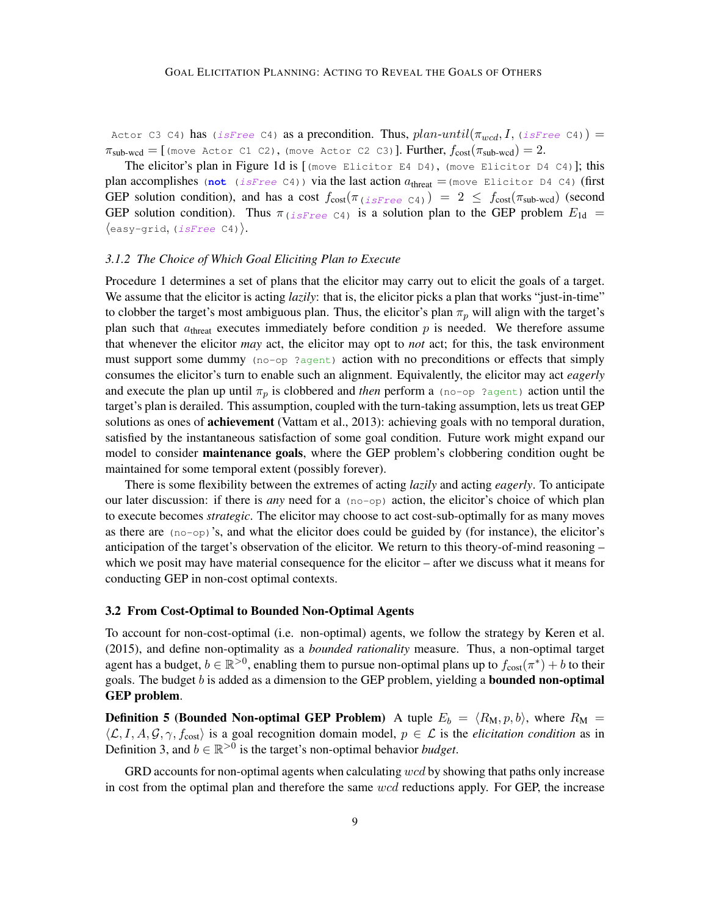`Actor C3 C4)` has `(isFree C4)` as a precondition. Thus, $plan\text{-}until(\pi_{wcd}, I,$ `(isFree C4)`$) = \pi_{\text{sub-wcd}} = [$`(move Actor C1 C2)`, `(move Actor C2 C3)`$]$. Further, $f_{\text{cost}}(\pi_{\text{sub-wcd}}) = 2$.

The elicitor's plan in Figure 1d is [`(move Elicitor E4 D4)`, `(move Elicitor D4 C4)`]; this plan accomplishes `(not (isFree C4))` via the last action $a_{\text{threat}} =$ `(move Elicitor D4 C4)` (first GEP solution condition), and has a cost $f_{\text{cost}}(\pi_{\texttt{(isFree C4)}}) = 2 \leq f_{\text{cost}}(\pi_{\text{sub-wcd}})$ (second GEP solution condition). Thus $\pi_{\texttt{(isFree C4)}}$ is a solution plan to the GEP problem $E_{1d} = \langle$`easy-grid`, `(isFree C4)`$\rangle$.

#### 3.1.2 The Choice of Which Goal Eliciting Plan to Execute

Procedure 1 determines a set of plans that the elicitor may carry out to elicit the goals of a target. We assume that the elicitor is acting *lazily*: that is, the elicitor picks a plan that works "just-in-time" to clobber the target's most ambiguous plan. Thus, the elicitor's plan $\pi_p$ will align with the target's plan such that $a_{\text{threat}}$ executes immediately before condition $p$ is needed. We therefore assume that whenever the elicitor *may* act, the elicitor may opt to *not* act; for this, the task environment must support some dummy `(no-op ?agent)` action with no preconditions or effects that simply consumes the elicitor's turn to enable such an alignment. Equivalently, the elicitor may act *eagerly* and execute the plan up until $\pi_p$ is clobbered and *then* perform a `(no-op ?agent)` action until the target's plan is derailed. This assumption, coupled with the turn-taking assumption, lets us treat GEP solutions as ones of **achievement** (Vattam et al., 2013): achieving goals with no temporal duration, satisfied by the instantaneous satisfaction of some goal condition. Future work might expand our model to consider **maintenance goals**, where the GEP problem's clobbering condition ought be maintained for some temporal extent (possibly forever).

There is some flexibility between the extremes of acting *lazily* and acting *eagerly*. To anticipate our later discussion: if there is *any* need for a `(no-op)` action, the elicitor's choice of which plan to execute becomes *strategic*. The elicitor may choose to act cost-sub-optimally for as many moves as there are `(no-op)`'s, and what the elicitor does could be guided by (for instance), the elicitor's anticipation of the target's observation of the elicitor. We return to this theory-of-mind reasoning – which we posit may have material consequence for the elicitor – after we discuss what it means for conducting GEP in non-cost optimal contexts.

### 3.2 From Cost-Optimal to Bounded Non-Optimal Agents

To account for non-cost-optimal (i.e. non-optimal) agents, we follow the strategy by Keren et al. (2015), and define non-optimality as a *bounded rationality* measure. Thus, a non-optimal target agent has a budget, $b \in \mathbb{R}^{>0}$, enabling them to pursue non-optimal plans up to $f_{\text{cost}}(\pi^*) + b$ to their goals. The budget $b$ is added as a dimension to the GEP problem, yielding a **bounded non-optimal GEP problem**.

**Definition 5 (Bounded Non-optimal GEP Problem)** A tuple $E_b = \langle R_{\text{M}}, p, b\rangle$, where $R_{\text{M}} = \langle \mathcal{L}, I, A, \mathcal{G}, \gamma, f_{\text{cost}}\rangle$ is a goal recognition domain model, $p \in \mathcal{L}$ is the *elicitation condition* as in Definition 3, and $b \in \mathbb{R}^{>0}$ is the target's non-optimal behavior *budget*.

GRD accounts for non-optimal agents when calculating $wcd$ by showing that paths only increase in cost from the optimal plan and therefore the same $wcd$ reductions apply. For GEP, the increase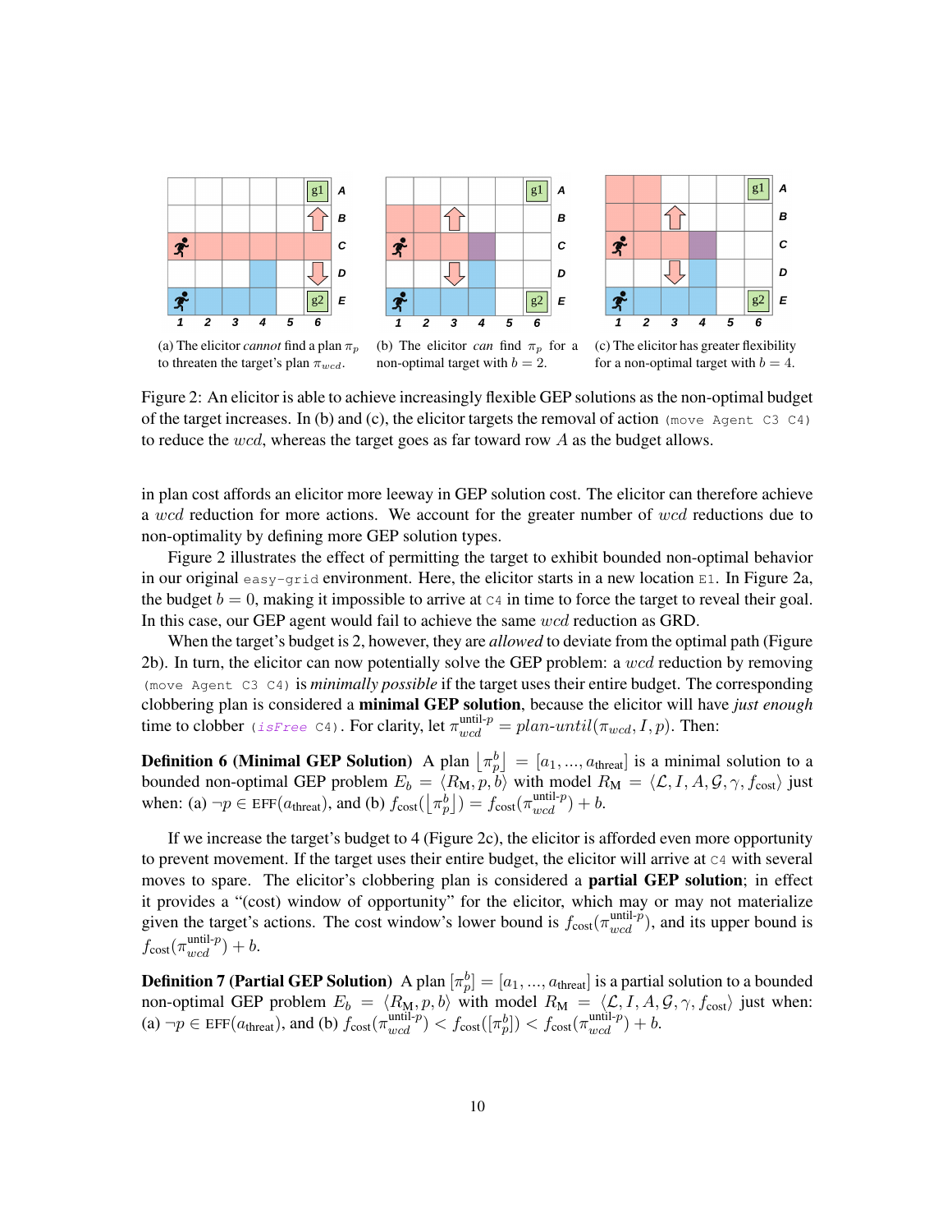(a) The elicitor *cannot* find a plan $\pi_p$ to threaten the target's plan $\pi_{wcd}$.

(b) The elicitor *can* find $\pi_p$ for a non-optimal target with $b = 2$.

(c) The elicitor has greater flexibility for a non-optimal target with $b = 4$.

Figure 2: An elicitor is able to achieve increasingly flexible GEP solutions as the non-optimal budget of the target increases. In (b) and (c), the elicitor targets the removal of action `(move Agent C3 C4)` to reduce the $wcd$, whereas the target goes as far toward row $A$ as the budget allows.

in plan cost affords an elicitor more leeway in GEP solution cost. The elicitor can therefore achieve a $wcd$ reduction for more actions. We account for the greater number of $wcd$ reductions due to non-optimality by defining more GEP solution types.

Figure 2 illustrates the effect of permitting the target to exhibit bounded non-optimal behavior in our original `easy-grid` environment. Here, the elicitor starts in a new location `E1`. In Figure 2a, the budget $b = 0$, making it impossible to arrive at `C4` in time to force the target to reveal their goal. In this case, our GEP agent would fail to achieve the same $wcd$ reduction as GRD.

When the target's budget is 2, however, they are *allowed* to deviate from the optimal path (Figure 2b). In turn, the elicitor can now potentially solve the GEP problem: a $wcd$ reduction by removing `(move Agent C3 C4)` is *minimally possible* if the target uses their entire budget. The corresponding clobbering plan is considered a **minimal GEP solution**, because the elicitor will have *just enough* time to clobber `(isFree C4)`. For clarity, let $\pi_{wcd}^{\text{until-}p} = plan\text{-}until(\pi_{wcd}, I, p)$. Then:

**Definition 6 (Minimal GEP Solution)** A plan $\lfloor \pi_p^b \rfloor = [a_1, ..., a_{\text{threat}}]$ is a minimal solution to a bounded non-optimal GEP problem $E_b = \langle R_{\text{M}}, p, b \rangle$ with model $R_{\text{M}} = \langle \mathcal{L}, I, A, \mathcal{G}, \gamma, f_{\text{cost}} \rangle$ just when: (a) $\neg p \in \text{EFF}(a_{\text{threat}})$, and (b) $f_{\text{cost}}(\lfloor \pi_p^b \rfloor) = f_{\text{cost}}(\pi_{wcd}^{\text{until-}p}) + b$.

If we increase the target's budget to 4 (Figure 2c), the elicitor is afforded even more opportunity to prevent movement. If the target uses their entire budget, the elicitor will arrive at `C4` with several moves to spare. The elicitor's clobbering plan is considered a **partial GEP solution**; in effect it provides a "(cost) window of opportunity" for the elicitor, which may or may not materialize given the target's actions. The cost window's lower bound is $f_{\text{cost}}(\pi_{wcd}^{\text{until-}p})$, and its upper bound is $f_{\text{cost}}(\pi_{wcd}^{\text{until-}p}) + b$.

**Definition 7 (Partial GEP Solution)** A plan $[\pi_p^b] = [a_1, ..., a_{\text{threat}}]$ is a partial solution to a bounded non-optimal GEP problem $E_b = \langle R_{\text{M}}, p, b \rangle$ with model $R_{\text{M}} = \langle \mathcal{L}, I, A, \mathcal{G}, \gamma, f_{\text{cost}} \rangle$ just when: (a) $\neg p \in \text{EFF}(a_{\text{threat}})$, and (b) $f_{\text{cost}}(\pi_{wcd}^{\text{until-}p}) < f_{\text{cost}}([\pi_p^b]) < f_{\text{cost}}(\pi_{wcd}^{\text{until-}p}) + b$.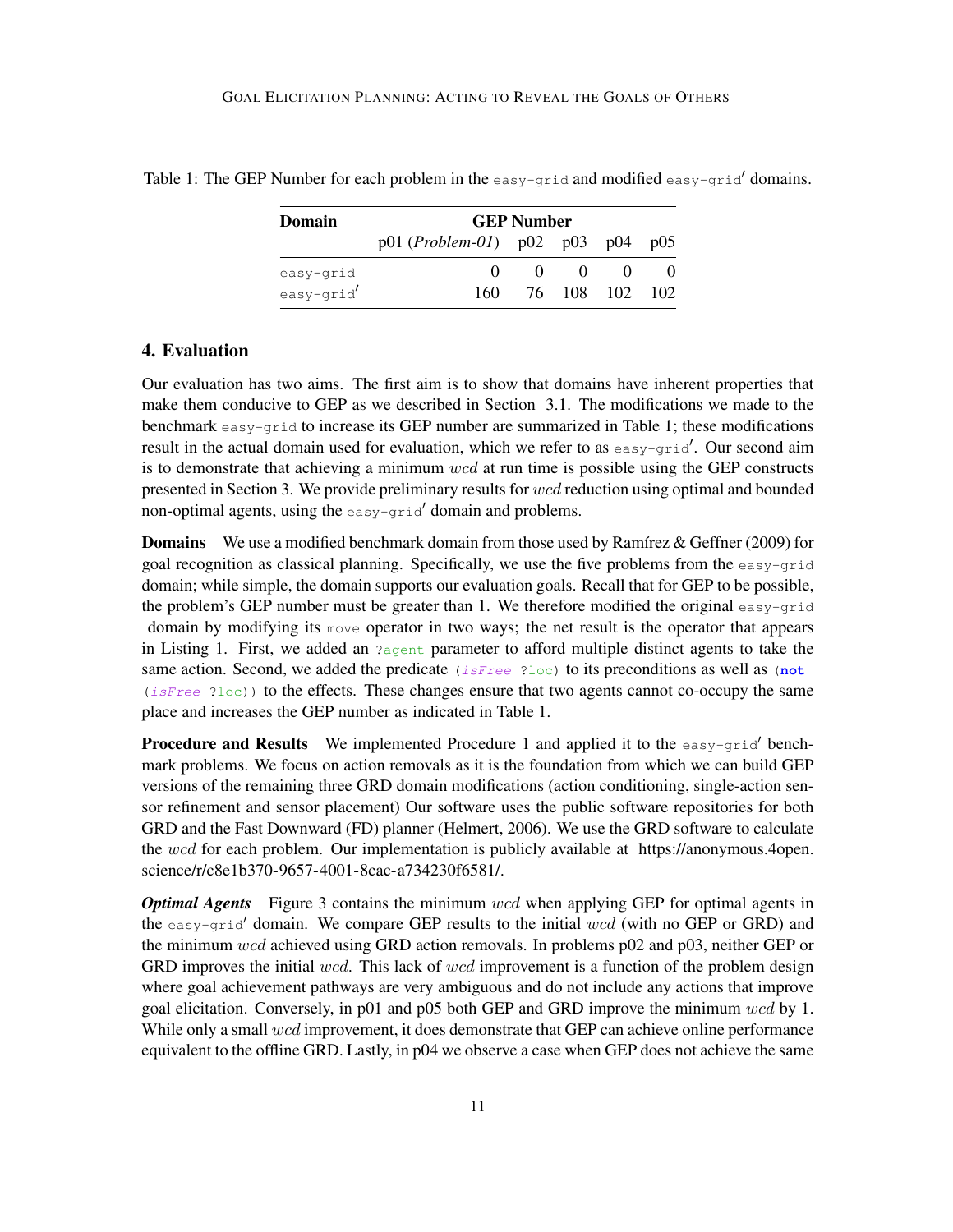Table 1: The GEP Number for each problem in the `easy-grid` and modified `easy-grid′` domains.

| Domain | GEP Number | | | | |
|---|---|---|---|---|---|
| | p01 (*Problem-01*) | p02 | p03 | p04 | p05 |
| `easy-grid` | 0 | 0 | 0 | 0 | 0 |
| `easy-grid′` | 160 | 76 | 108 | 102 | 102 |

## 4. Evaluation

Our evaluation has two aims. The first aim is to show that domains have inherent properties that make them conducive to GEP as we described in Section 3.1. The modifications we made to the benchmark `easy-grid` to increase its GEP number are summarized in Table 1; these modifications result in the actual domain used for evaluation, which we refer to as `easy-grid′`. Our second aim is to demonstrate that achieving a minimum $wcd$ at run time is possible using the GEP constructs presented in Section 3. We provide preliminary results for $wcd$ reduction using optimal and bounded non-optimal agents, using the `easy-grid′` domain and problems.

**Domains** We use a modified benchmark domain from those used by Ramírez & Geffner (2009) for goal recognition as classical planning. Specifically, we use the five problems from the `easy-grid` domain; while simple, the domain supports our evaluation goals. Recall that for GEP to be possible, the problem's GEP number must be greater than 1. We therefore modified the original `easy-grid` domain by modifying its `move` operator in two ways; the net result is the operator that appears in Listing 1. First, we added an `?agent` parameter to afford multiple distinct agents to take the same action. Second, we added the predicate `(isFree ?loc)` to its preconditions as well as `(not (isFree ?loc))` to the effects. These changes ensure that two agents cannot co-occupy the same place and increases the GEP number as indicated in Table 1.

**Procedure and Results** We implemented Procedure 1 and applied it to the `easy-grid′` benchmark problems. We focus on action removals as it is the foundation from which we can build GEP versions of the remaining three GRD domain modifications (action conditioning, single-action sensor refinement and sensor placement) Our software uses the public software repositories for both GRD and the Fast Downward (FD) planner (Helmert, 2006). We use the GRD software to calculate the $wcd$ for each problem. Our implementation is publicly available at https://anonymous.4open.science/r/c8e1b370-9657-4001-8cac-a734230f6581/.

***Optimal Agents*** Figure 3 contains the minimum $wcd$ when applying GEP for optimal agents in the `easy-grid′` domain. We compare GEP results to the initial $wcd$ (with no GEP or GRD) and the minimum $wcd$ achieved using GRD action removals. In problems p02 and p03, neither GEP or GRD improves the initial $wcd$. This lack of $wcd$ improvement is a function of the problem design where goal achievement pathways are very ambiguous and do not include any actions that improve goal elicitation. Conversely, in p01 and p05 both GEP and GRD improve the minimum $wcd$ by 1. While only a small $wcd$ improvement, it does demonstrate that GEP can achieve online performance equivalent to the offline GRD. Lastly, in p04 we observe a case when GEP does not achieve the same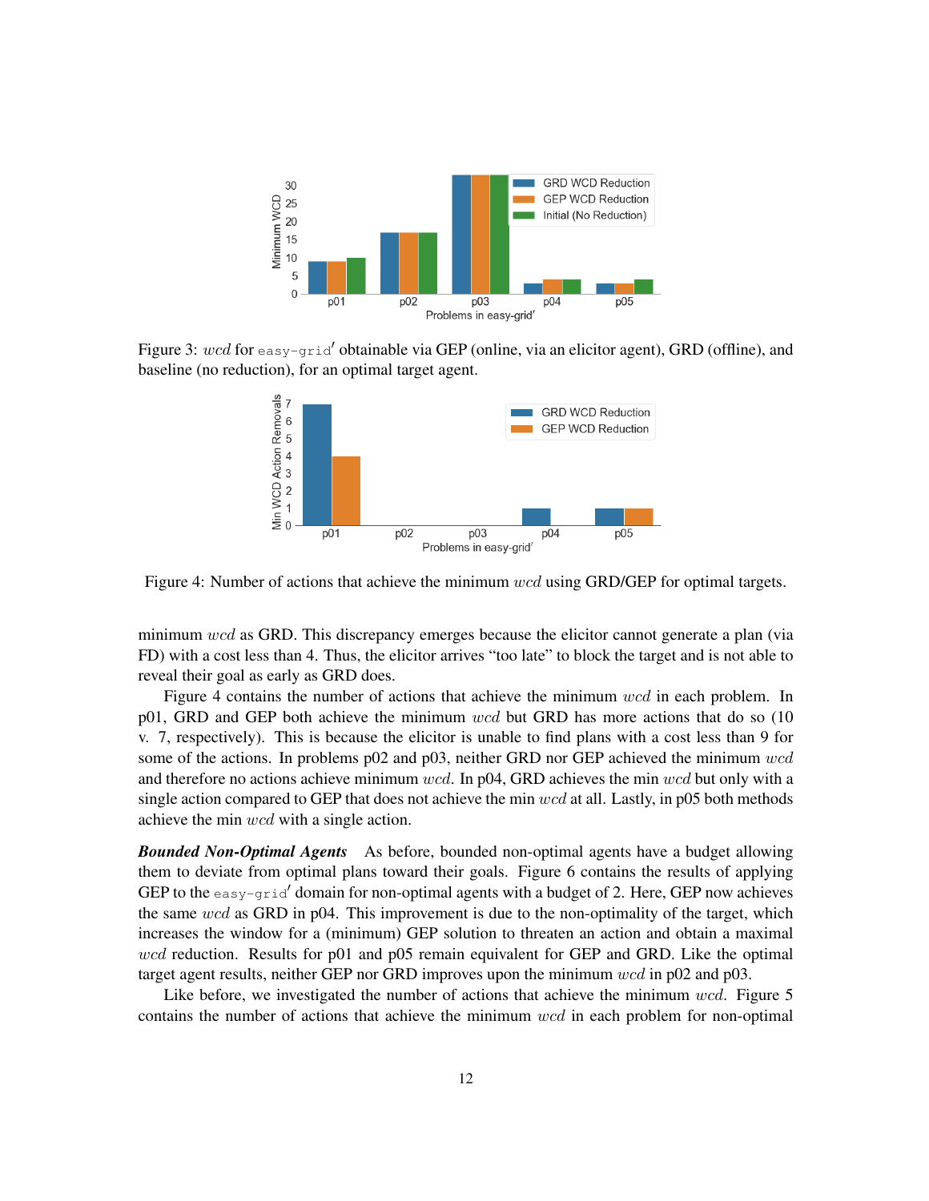Figure 3: $wcd$ for easy-grid′ obtainable via GEP (online, via an elicitor agent), GRD (offline), and baseline (no reduction), for an optimal target agent.

Figure 4: Number of actions that achieve the minimum $wcd$ using GRD/GEP for optimal targets.

minimum $wcd$ as GRD. This discrepancy emerges because the elicitor cannot generate a plan (via FD) with a cost less than 4. Thus, the elicitor arrives "too late" to block the target and is not able to reveal their goal as early as GRD does.

Figure 4 contains the number of actions that achieve the minimum $wcd$ in each problem. In p01, GRD and GEP both achieve the minimum $wcd$ but GRD has more actions that do so (10 v. 7, respectively). This is because the elicitor is unable to find plans with a cost less than 9 for some of the actions. In problems p02 and p03, neither GRD nor GEP achieved the minimum $wcd$ and therefore no actions achieve minimum $wcd$. In p04, GRD achieves the min $wcd$ but only with a single action compared to GEP that does not achieve the min $wcd$ at all. Lastly, in p05 both methods achieve the min $wcd$ with a single action.

***Bounded Non-Optimal Agents*** As before, bounded non-optimal agents have a budget allowing them to deviate from optimal plans toward their goals. Figure 6 contains the results of applying GEP to the easy-grid′ domain for non-optimal agents with a budget of 2. Here, GEP now achieves the same $wcd$ as GRD in p04. This improvement is due to the non-optimality of the target, which increases the window for a (minimum) GEP solution to threaten an action and obtain a maximal $wcd$ reduction. Results for p01 and p05 remain equivalent for GEP and GRD. Like the optimal target agent results, neither GEP nor GRD improves upon the minimum $wcd$ in p02 and p03.

Like before, we investigated the number of actions that achieve the minimum $wcd$. Figure 5 contains the number of actions that achieve the minimum $wcd$ in each problem for non-optimal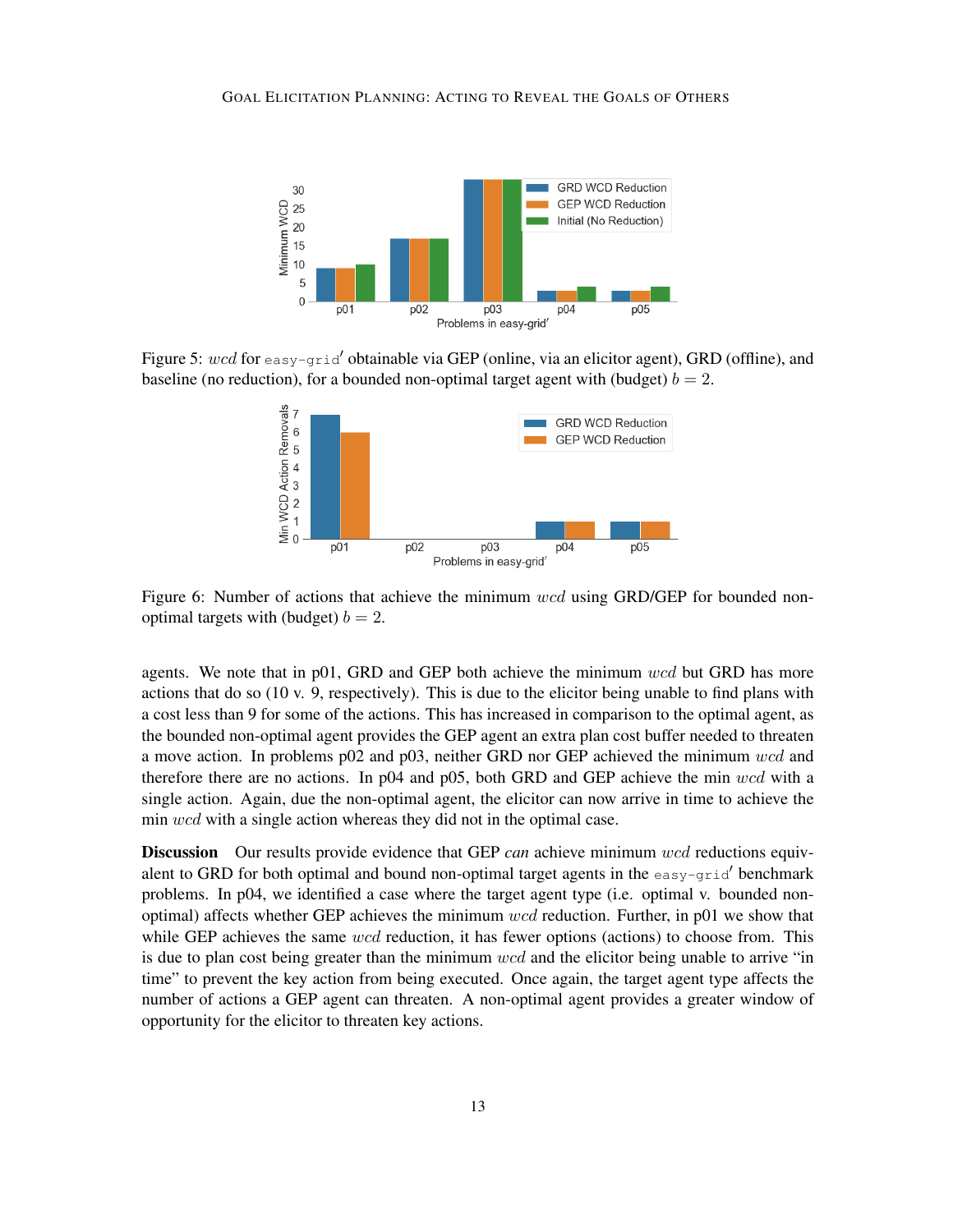Figure 5: $wcd$ for easy-grid$'$ obtainable via GEP (online, via an elicitor agent), GRD (offline), and baseline (no reduction), for a bounded non-optimal target agent with (budget) $b = 2$.

Figure 6: Number of actions that achieve the minimum $wcd$ using GRD/GEP for bounded non-optimal targets with (budget) $b = 2$.

agents. We note that in p01, GRD and GEP both achieve the minimum $wcd$ but GRD has more actions that do so (10 v. 9, respectively). This is due to the elicitor being unable to find plans with a cost less than 9 for some of the actions. This has increased in comparison to the optimal agent, as the bounded non-optimal agent provides the GEP agent an extra plan cost buffer needed to threaten a move action. In problems p02 and p03, neither GRD nor GEP achieved the minimum $wcd$ and therefore there are no actions. In p04 and p05, both GRD and GEP achieve the min $wcd$ with a single action. Again, due the non-optimal agent, the elicitor can now arrive in time to achieve the min $wcd$ with a single action whereas they did not in the optimal case.

**Discussion** Our results provide evidence that GEP *can* achieve minimum $wcd$ reductions equivalent to GRD for both optimal and bound non-optimal target agents in the easy-grid$'$ benchmark problems. In p04, we identified a case where the target agent type (i.e. optimal v. bounded non-optimal) affects whether GEP achieves the minimum $wcd$ reduction. Further, in p01 we show that while GEP achieves the same $wcd$ reduction, it has fewer options (actions) to choose from. This is due to plan cost being greater than the minimum $wcd$ and the elicitor being unable to arrive "in time" to prevent the key action from being executed. Once again, the target agent type affects the number of actions a GEP agent can threaten. A non-optimal agent provides a greater window of opportunity for the elicitor to threaten key actions.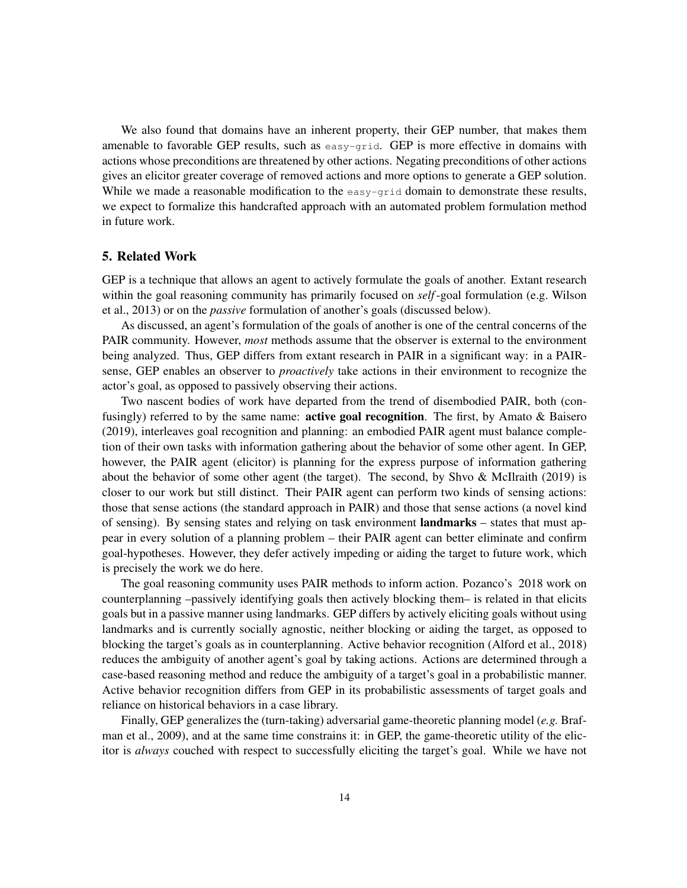We also found that domains have an inherent property, their GEP number, that makes them amenable to favorable GEP results, such as `easy-grid`. GEP is more effective in domains with actions whose preconditions are threatened by other actions. Negating preconditions of other actions gives an elicitor greater coverage of removed actions and more options to generate a GEP solution. While we made a reasonable modification to the `easy-grid` domain to demonstrate these results, we expect to formalize this handcrafted approach with an automated problem formulation method in future work.

## 5. Related Work

GEP is a technique that allows an agent to actively formulate the goals of another. Extant research within the goal reasoning community has primarily focused on *self*-goal formulation (e.g. Wilson et al., 2013) or on the *passive* formulation of another's goals (discussed below).

As discussed, an agent's formulation of the goals of another is one of the central concerns of the PAIR community. However, *most* methods assume that the observer is external to the environment being analyzed. Thus, GEP differs from extant research in PAIR in a significant way: in a PAIR-sense, GEP enables an observer to *proactively* take actions in their environment to recognize the actor's goal, as opposed to passively observing their actions.

Two nascent bodies of work have departed from the trend of disembodied PAIR, both (confusingly) referred to by the same name: **active goal recognition**. The first, by Amato & Baisero (2019), interleaves goal recognition and planning: an embodied PAIR agent must balance completion of their own tasks with information gathering about the behavior of some other agent. In GEP, however, the PAIR agent (elicitor) is planning for the express purpose of information gathering about the behavior of some other agent (the target). The second, by Shvo & McIlraith (2019) is closer to our work but still distinct. Their PAIR agent can perform two kinds of sensing actions: those that sense actions (the standard approach in PAIR) and those that sense actions (a novel kind of sensing). By sensing states and relying on task environment **landmarks** – states that must appear in every solution of a planning problem – their PAIR agent can better eliminate and confirm goal-hypotheses. However, they defer actively impeding or aiding the target to future work, which is precisely the work we do here.

The goal reasoning community uses PAIR methods to inform action. Pozanco's 2018 work on counterplanning –passively identifying goals then actively blocking them– is related in that elicits goals but in a passive manner using landmarks. GEP differs by actively eliciting goals without using landmarks and is currently socially agnostic, neither blocking or aiding the target, as opposed to blocking the target's goals as in counterplanning. Active behavior recognition (Alford et al., 2018) reduces the ambiguity of another agent's goal by taking actions. Actions are determined through a case-based reasoning method and reduce the ambiguity of a target's goal in a probabilistic manner. Active behavior recognition differs from GEP in its probabilistic assessments of target goals and reliance on historical behaviors in a case library.

Finally, GEP generalizes the (turn-taking) adversarial game-theoretic planning model (*e.g.* Brafman et al., 2009), and at the same time constrains it: in GEP, the game-theoretic utility of the elicitor is *always* couched with respect to successfully eliciting the target's goal. While we have not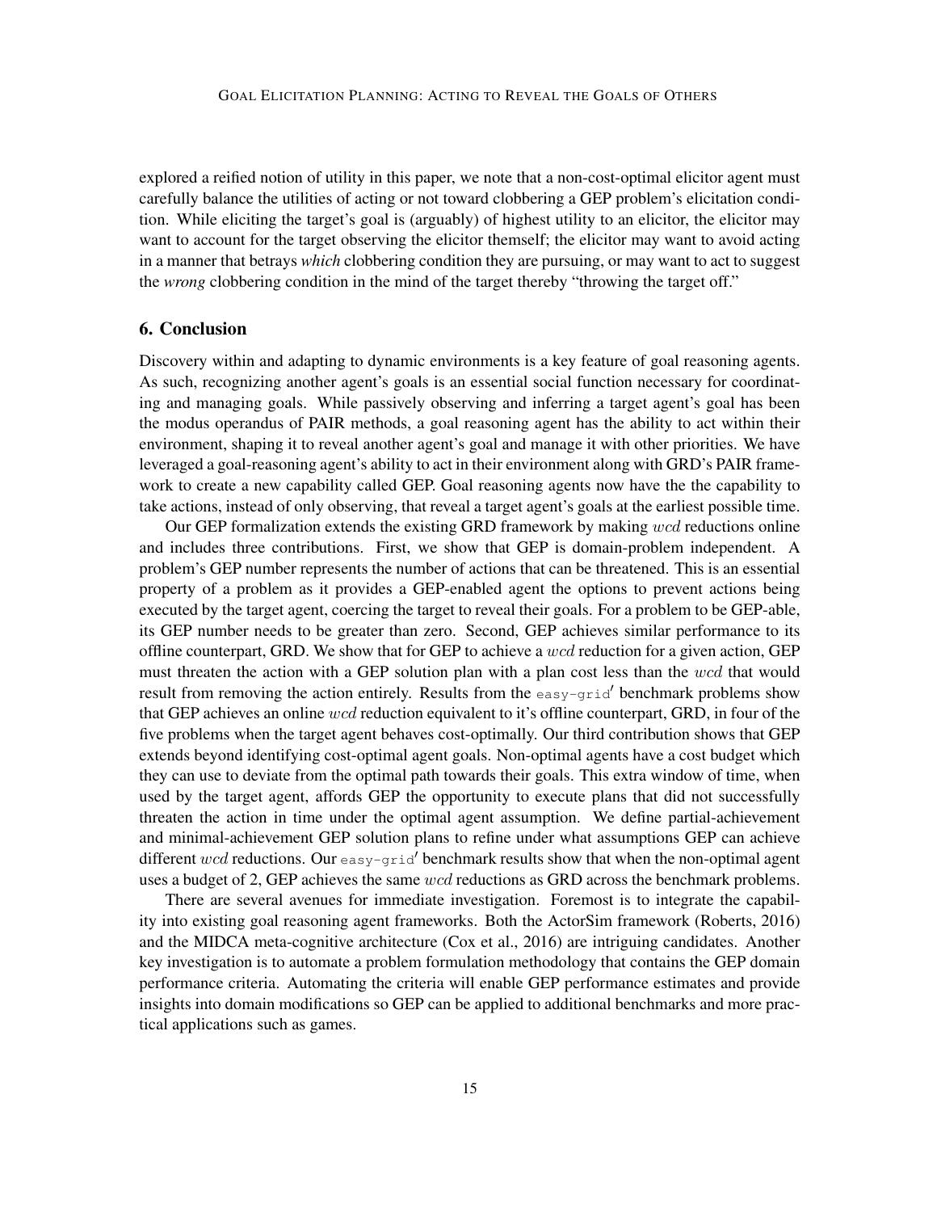explored a reified notion of utility in this paper, we note that a non-cost-optimal elicitor agent must carefully balance the utilities of acting or not toward clobbering a GEP problem's elicitation condition. While eliciting the target's goal is (arguably) of highest utility to an elicitor, the elicitor may want to account for the target observing the elicitor themself; the elicitor may want to avoid acting in a manner that betrays *which* clobbering condition they are pursuing, or may want to act to suggest the *wrong* clobbering condition in the mind of the target thereby "throwing the target off."

## 6. Conclusion

Discovery within and adapting to dynamic environments is a key feature of goal reasoning agents. As such, recognizing another agent's goals is an essential social function necessary for coordinating and managing goals. While passively observing and inferring a target agent's goal has been the modus operandus of PAIR methods, a goal reasoning agent has the ability to act within their environment, shaping it to reveal another agent's goal and manage it with other priorities. We have leveraged a goal-reasoning agent's ability to act in their environment along with GRD's PAIR framework to create a new capability called GEP. Goal reasoning agents now have the the capability to take actions, instead of only observing, that reveal a target agent's goals at the earliest possible time.

Our GEP formalization extends the existing GRD framework by making $wcd$ reductions online and includes three contributions. First, we show that GEP is domain-problem independent. A problem's GEP number represents the number of actions that can be threatened. This is an essential property of a problem as it provides a GEP-enabled agent the options to prevent actions being executed by the target agent, coercing the target to reveal their goals. For a problem to be GEP-able, its GEP number needs to be greater than zero. Second, GEP achieves similar performance to its offline counterpart, GRD. We show that for GEP to achieve a $wcd$ reduction for a given action, GEP must threaten the action with a GEP solution plan with a plan cost less than the $wcd$ that would result from removing the action entirely. Results from the `easy-grid`′ benchmark problems show that GEP achieves an online $wcd$ reduction equivalent to it's offline counterpart, GRD, in four of the five problems when the target agent behaves cost-optimally. Our third contribution shows that GEP extends beyond identifying cost-optimal agent goals. Non-optimal agents have a cost budget which they can use to deviate from the optimal path towards their goals. This extra window of time, when used by the target agent, affords GEP the opportunity to execute plans that did not successfully threaten the action in time under the optimal agent assumption. We define partial-achievement and minimal-achievement GEP solution plans to refine under what assumptions GEP can achieve different $wcd$ reductions. Our `easy-grid`′ benchmark results show that when the non-optimal agent uses a budget of 2, GEP achieves the same $wcd$ reductions as GRD across the benchmark problems.

There are several avenues for immediate investigation. Foremost is to integrate the capability into existing goal reasoning agent frameworks. Both the ActorSim framework (Roberts, 2016) and the MIDCA meta-cognitive architecture (Cox et al., 2016) are intriguing candidates. Another key investigation is to automate a problem formulation methodology that contains the GEP domain performance criteria. Automating the criteria will enable GEP performance estimates and provide insights into domain modifications so GEP can be applied to additional benchmarks and more practical applications such as games.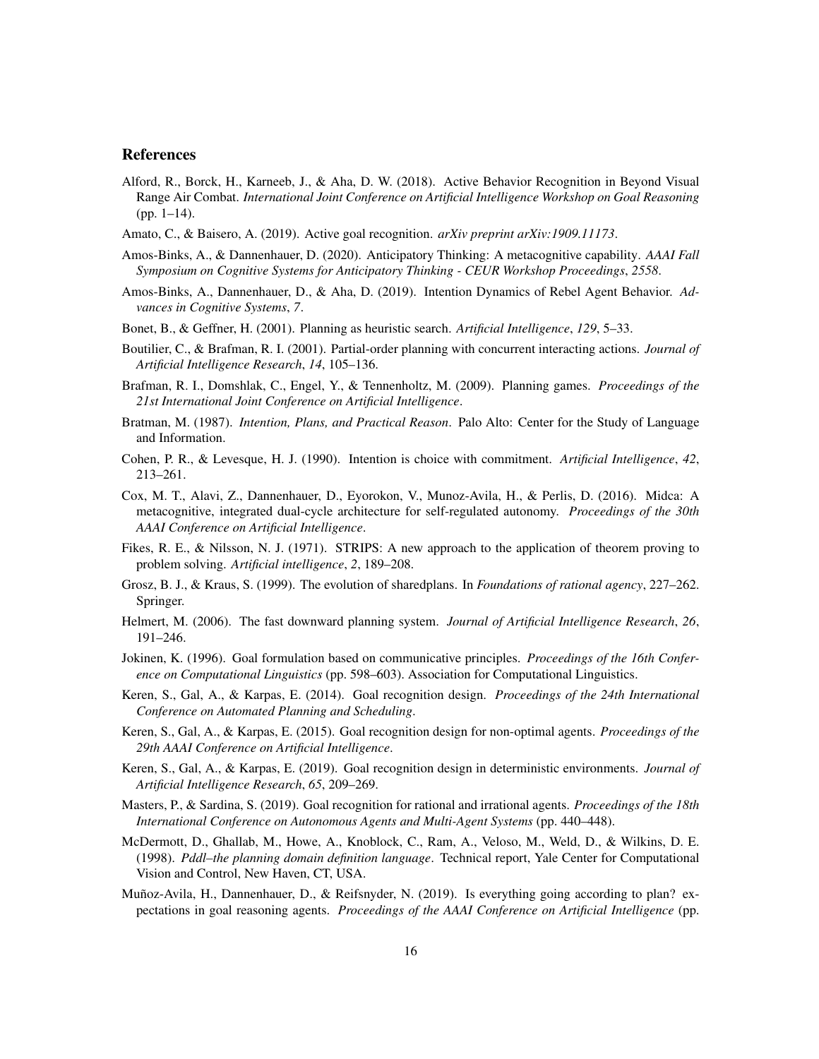## References

Alford, R., Borck, H., Karneeb, J., & Aha, D. W. (2018). Active Behavior Recognition in Beyond Visual Range Air Combat. *International Joint Conference on Artificial Intelligence Workshop on Goal Reasoning* (pp. 1–14).

Amato, C., & Baisero, A. (2019). Active goal recognition. *arXiv preprint arXiv:1909.11173*.

Amos-Binks, A., & Dannenhauer, D. (2020). Anticipatory Thinking: A metacognitive capability. *AAAI Fall Symposium on Cognitive Systems for Anticipatory Thinking - CEUR Workshop Proceedings*, *2558*.

Amos-Binks, A., Dannenhauer, D., & Aha, D. (2019). Intention Dynamics of Rebel Agent Behavior. *Advances in Cognitive Systems*, *7*.

Bonet, B., & Geffner, H. (2001). Planning as heuristic search. *Artificial Intelligence*, *129*, 5–33.

Boutilier, C., & Brafman, R. I. (2001). Partial-order planning with concurrent interacting actions. *Journal of Artificial Intelligence Research*, *14*, 105–136.

Brafman, R. I., Domshlak, C., Engel, Y., & Tennenholtz, M. (2009). Planning games. *Proceedings of the 21st International Joint Conference on Artificial Intelligence*.

Bratman, M. (1987). *Intention, Plans, and Practical Reason*. Palo Alto: Center for the Study of Language and Information.

Cohen, P. R., & Levesque, H. J. (1990). Intention is choice with commitment. *Artificial Intelligence*, *42*, 213–261.

Cox, M. T., Alavi, Z., Dannenhauer, D., Eyorokon, V., Munoz-Avila, H., & Perlis, D. (2016). Midca: A metacognitive, integrated dual-cycle architecture for self-regulated autonomy. *Proceedings of the 30th AAAI Conference on Artificial Intelligence*.

Fikes, R. E., & Nilsson, N. J. (1971). STRIPS: A new approach to the application of theorem proving to problem solving. *Artificial intelligence*, *2*, 189–208.

Grosz, B. J., & Kraus, S. (1999). The evolution of sharedplans. In *Foundations of rational agency*, 227–262. Springer.

Helmert, M. (2006). The fast downward planning system. *Journal of Artificial Intelligence Research*, *26*, 191–246.

Jokinen, K. (1996). Goal formulation based on communicative principles. *Proceedings of the 16th Conference on Computational Linguistics* (pp. 598–603). Association for Computational Linguistics.

Keren, S., Gal, A., & Karpas, E. (2014). Goal recognition design. *Proceedings of the 24th International Conference on Automated Planning and Scheduling*.

Keren, S., Gal, A., & Karpas, E. (2015). Goal recognition design for non-optimal agents. *Proceedings of the 29th AAAI Conference on Artificial Intelligence*.

Keren, S., Gal, A., & Karpas, E. (2019). Goal recognition design in deterministic environments. *Journal of Artificial Intelligence Research*, *65*, 209–269.

Masters, P., & Sardina, S. (2019). Goal recognition for rational and irrational agents. *Proceedings of the 18th International Conference on Autonomous Agents and Multi-Agent Systems* (pp. 440–448).

McDermott, D., Ghallab, M., Howe, A., Knoblock, C., Ram, A., Veloso, M., Weld, D., & Wilkins, D. E. (1998). *Pddl–the planning domain definition language*. Technical report, Yale Center for Computational Vision and Control, New Haven, CT, USA.

Muñoz-Avila, H., Dannenhauer, D., & Reifsnyder, N. (2019). Is everything going according to plan? expectations in goal reasoning agents. *Proceedings of the AAAI Conference on Artificial Intelligence* (pp.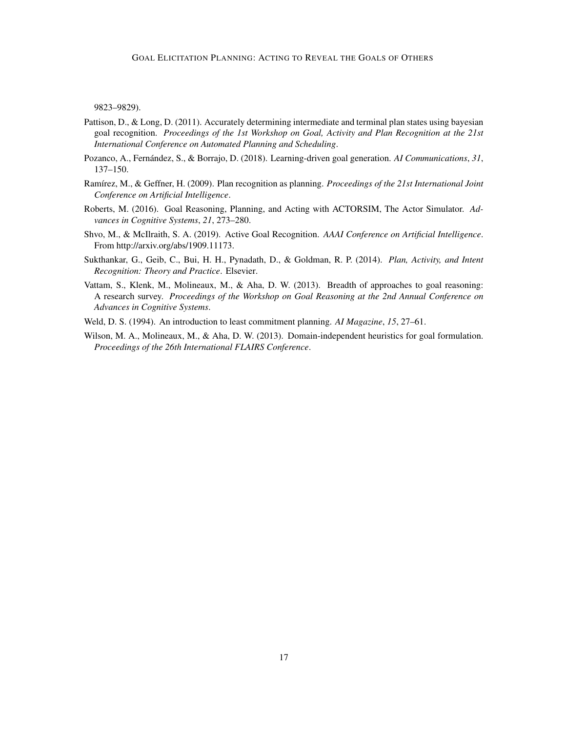9823–9829).

Pattison, D., & Long, D. (2011). Accurately determining intermediate and terminal plan states using bayesian goal recognition. *Proceedings of the 1st Workshop on Goal, Activity and Plan Recognition at the 21st International Conference on Automated Planning and Scheduling*.

Pozanco, A., Fernández, S., & Borrajo, D. (2018). Learning-driven goal generation. *AI Communications*, *31*, 137–150.

Ramírez, M., & Geffner, H. (2009). Plan recognition as planning. *Proceedings of the 21st International Joint Conference on Artificial Intelligence*.

Roberts, M. (2016). Goal Reasoning, Planning, and Acting with ACTORSIM, The Actor Simulator. *Advances in Cognitive Systems*, *21*, 273–280.

Shvo, M., & McIlraith, S. A. (2019). Active Goal Recognition. *AAAI Conference on Artificial Intelligence*. From http://arxiv.org/abs/1909.11173.

Sukthankar, G., Geib, C., Bui, H. H., Pynadath, D., & Goldman, R. P. (2014). *Plan, Activity, and Intent Recognition: Theory and Practice*. Elsevier.

Vattam, S., Klenk, M., Molineaux, M., & Aha, D. W. (2013). Breadth of approaches to goal reasoning: A research survey. *Proceedings of the Workshop on Goal Reasoning at the 2nd Annual Conference on Advances in Cognitive Systems*.

Weld, D. S. (1994). An introduction to least commitment planning. *AI Magazine*, *15*, 27–61.

Wilson, M. A., Molineaux, M., & Aha, D. W. (2013). Domain-independent heuristics for goal formulation. *Proceedings of the 26th International FLAIRS Conference*.